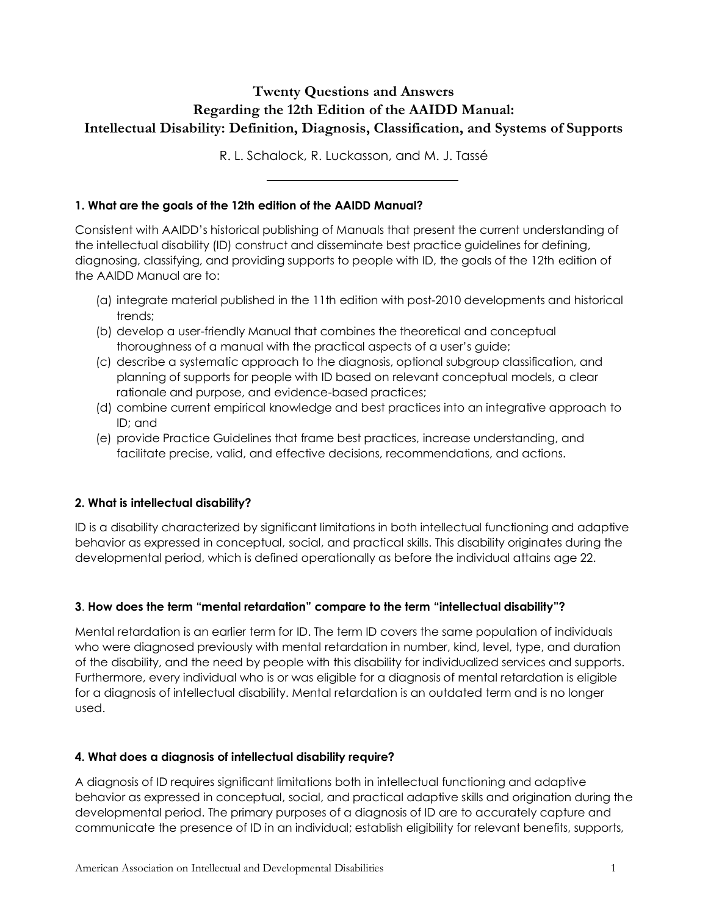# Twenty Questions and Answers Regarding the 12th Edition of the AAIDD Manual: Intellectual Disability: Definition, Diagnosis, Classification, and Systems of Supports

R. L. Schalock, R. Luckasson, and M. J. Tassé

---

### 1. What are the goals of the 12th edition of the AAIDD Manual?

Consistent with AAIDD's historical publishing of Manuals that present the current understanding of the intellectual disability (ID) construct and disseminate best practice guidelines for defining, diagnosing, classifying, and providing supports to people with ID, the goals of the 12th edition of the AAIDD Manual are to:

(a) integrate material published in the 11th edition with post-2010 developments and historical trends;
(b) develop a user-friendly Manual that combines the theoretical and conceptual thoroughness of a manual with the practical aspects of a user's guide;
(c) describe a systematic approach to the diagnosis, optional subgroup classification, and planning of supports for people with ID based on relevant conceptual models, a clear rationale and purpose, and evidence-based practices;
(d) combine current empirical knowledge and best practices into an integrative approach to ID; and
(e) provide Practice Guidelines that frame best practices, increase understanding, and facilitate precise, valid, and effective decisions, recommendations, and actions.

### 2. What is intellectual disability?

ID is a disability characterized by significant limitations in both intellectual functioning and adaptive behavior as expressed in conceptual, social, and practical skills. This disability originates during the developmental period, which is defined operationally as before the individual attains age 22.

### 3. How does the term "mental retardation" compare to the term "intellectual disability"?

Mental retardation is an earlier term for ID. The term ID covers the same population of individuals who were diagnosed previously with mental retardation in number, kind, level, type, and duration of the disability, and the need by people with this disability for individualized services and supports. Furthermore, every individual who is or was eligible for a diagnosis of mental retardation is eligible for a diagnosis of intellectual disability. Mental retardation is an outdated term and is no longer used.

### 4. What does a diagnosis of intellectual disability require?

A diagnosis of ID requires significant limitations both in intellectual functioning and adaptive behavior as expressed in conceptual, social, and practical adaptive skills and origination during the developmental period. The primary purposes of a diagnosis of ID are to accurately capture and communicate the presence of ID in an individual; establish eligibility for relevant benefits, supports,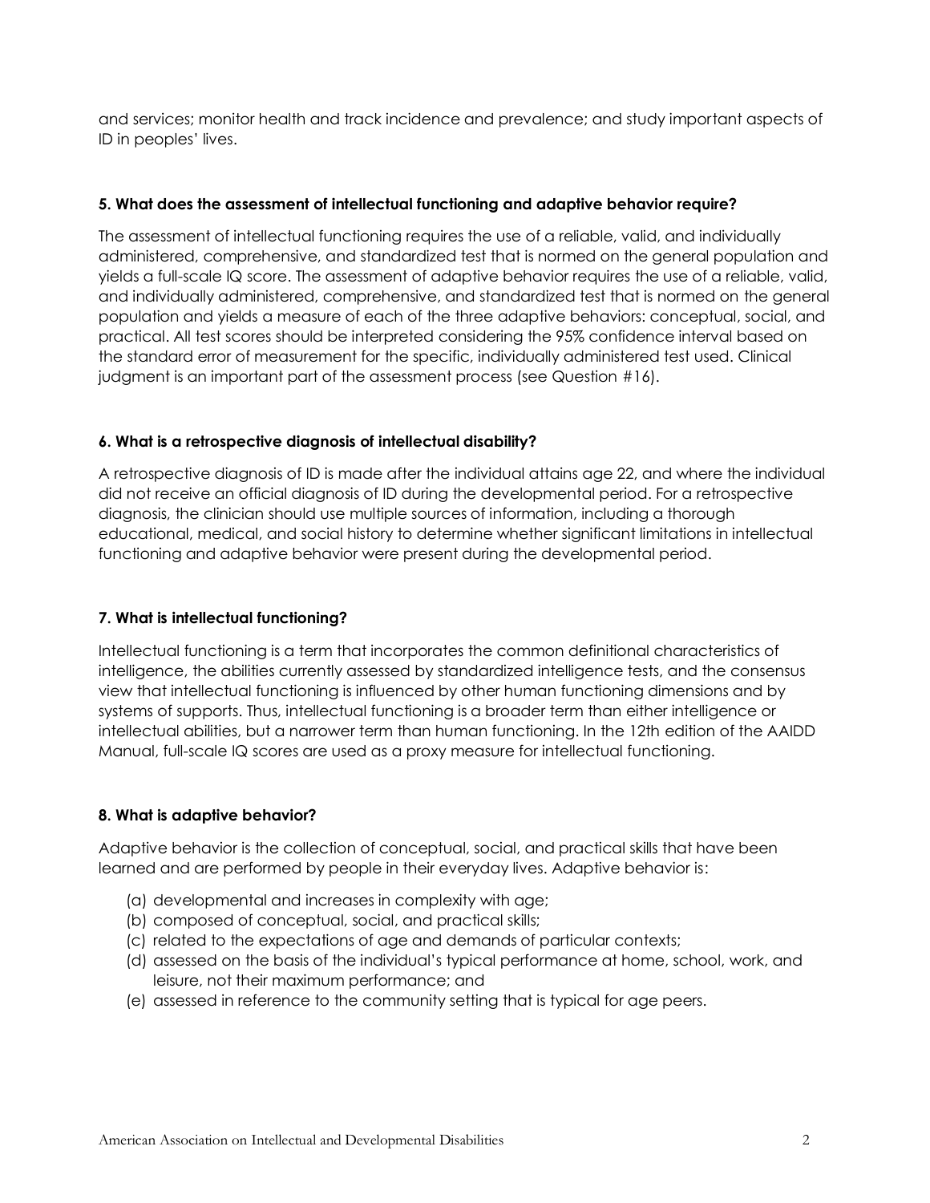and services; monitor health and track incidence and prevalence; and study important aspects of ID in peoples' lives.

**5. What does the assessment of intellectual functioning and adaptive behavior require?**

The assessment of intellectual functioning requires the use of a reliable, valid, and individually administered, comprehensive, and standardized test that is normed on the general population and yields a full-scale IQ score. The assessment of adaptive behavior requires the use of a reliable, valid, and individually administered, comprehensive, and standardized test that is normed on the general population and yields a measure of each of the three adaptive behaviors: conceptual, social, and practical. All test scores should be interpreted considering the 95% confidence interval based on the standard error of measurement for the specific, individually administered test used. Clinical judgment is an important part of the assessment process (see Question #16).

**6. What is a retrospective diagnosis of intellectual disability?**

A retrospective diagnosis of ID is made after the individual attains age 22, and where the individual did not receive an official diagnosis of ID during the developmental period. For a retrospective diagnosis, the clinician should use multiple sources of information, including a thorough educational, medical, and social history to determine whether significant limitations in intellectual functioning and adaptive behavior were present during the developmental period.

**7. What is intellectual functioning?**

Intellectual functioning is a term that incorporates the common definitional characteristics of intelligence, the abilities currently assessed by standardized intelligence tests, and the consensus view that intellectual functioning is influenced by other human functioning dimensions and by systems of supports. Thus, intellectual functioning is a broader term than either intelligence or intellectual abilities, but a narrower term than human functioning. In the 12th edition of the AAIDD Manual, full-scale IQ scores are used as a proxy measure for intellectual functioning.

**8. What is adaptive behavior?**

Adaptive behavior is the collection of conceptual, social, and practical skills that have been learned and are performed by people in their everyday lives. Adaptive behavior is:

(a) developmental and increases in complexity with age;
(b) composed of conceptual, social, and practical skills;
(c) related to the expectations of age and demands of particular contexts;
(d) assessed on the basis of the individual's typical performance at home, school, work, and leisure, not their maximum performance; and
(e) assessed in reference to the community setting that is typical for age peers.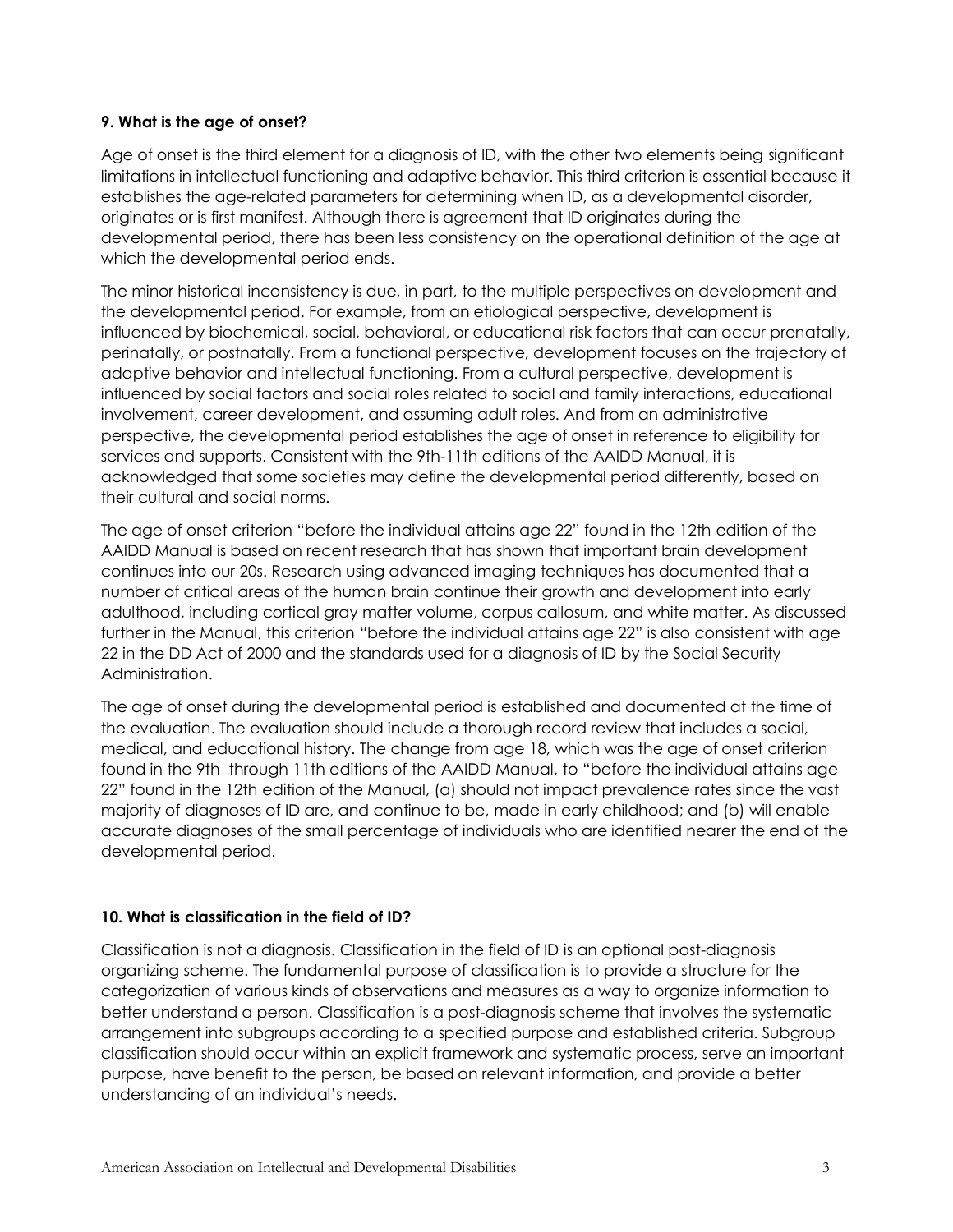**9. What is the age of onset?**

Age of onset is the third element for a diagnosis of ID, with the other two elements being significant limitations in intellectual functioning and adaptive behavior. This third criterion is essential because it establishes the age-related parameters for determining when ID, as a developmental disorder, originates or is first manifest. Although there is agreement that ID originates during the developmental period, there has been less consistency on the operational definition of the age at which the developmental period ends.

The minor historical inconsistency is due, in part, to the multiple perspectives on development and the developmental period. For example, from an etiological perspective, development is influenced by biochemical, social, behavioral, or educational risk factors that can occur prenatally, perinatally, or postnatally. From a functional perspective, development focuses on the trajectory of adaptive behavior and intellectual functioning. From a cultural perspective, development is influenced by social factors and social roles related to social and family interactions, educational involvement, career development, and assuming adult roles. And from an administrative perspective, the developmental period establishes the age of onset in reference to eligibility for services and supports. Consistent with the 9th-11th editions of the AAIDD Manual, it is acknowledged that some societies may define the developmental period differently, based on their cultural and social norms.

The age of onset criterion "before the individual attains age 22" found in the 12th edition of the AAIDD Manual is based on recent research that has shown that important brain development continues into our 20s. Research using advanced imaging techniques has documented that a number of critical areas of the human brain continue their growth and development into early adulthood, including cortical gray matter volume, corpus callosum, and white matter. As discussed further in the Manual, this criterion "before the individual attains age 22" is also consistent with age 22 in the DD Act of 2000 and the standards used for a diagnosis of ID by the Social Security Administration.

The age of onset during the developmental period is established and documented at the time of the evaluation. The evaluation should include a thorough record review that includes a social, medical, and educational history. The change from age 18, which was the age of onset criterion found in the 9th through 11th editions of the AAIDD Manual, to "before the individual attains age 22" found in the 12th edition of the Manual, (a) should not impact prevalence rates since the vast majority of diagnoses of ID are, and continue to be, made in early childhood; and (b) will enable accurate diagnoses of the small percentage of individuals who are identified nearer the end of the developmental period.

**10. What is classification in the field of ID?**

Classification is not a diagnosis. Classification in the field of ID is an optional post-diagnosis organizing scheme. The fundamental purpose of classification is to provide a structure for the categorization of various kinds of observations and measures as a way to organize information to better understand a person. Classification is a post-diagnosis scheme that involves the systematic arrangement into subgroups according to a specified purpose and established criteria. Subgroup classification should occur within an explicit framework and systematic process, serve an important purpose, have benefit to the person, be based on relevant information, and provide a better understanding of an individual's needs.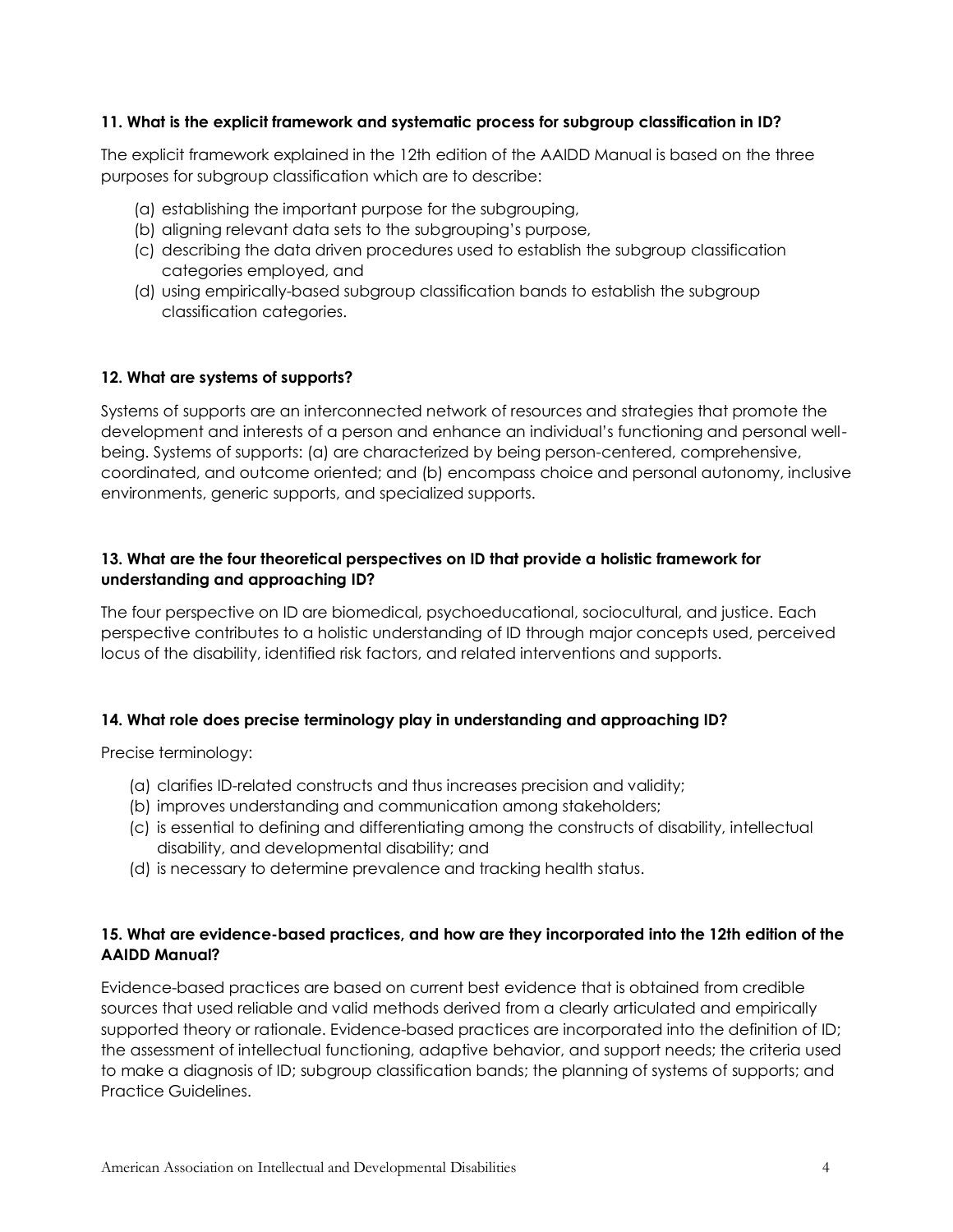**11. What is the explicit framework and systematic process for subgroup classification in ID?**

The explicit framework explained in the 12th edition of the AAIDD Manual is based on the three purposes for subgroup classification which are to describe:

(a) establishing the important purpose for the subgrouping,
(b) aligning relevant data sets to the subgrouping's purpose,
(c) describing the data driven procedures used to establish the subgroup classification categories employed, and
(d) using empirically-based subgroup classification bands to establish the subgroup classification categories.

**12. What are systems of supports?**

Systems of supports are an interconnected network of resources and strategies that promote the development and interests of a person and enhance an individual's functioning and personal well-being. Systems of supports: (a) are characterized by being person-centered, comprehensive, coordinated, and outcome oriented; and (b) encompass choice and personal autonomy, inclusive environments, generic supports, and specialized supports.

**13. What are the four theoretical perspectives on ID that provide a holistic framework for understanding and approaching ID?**

The four perspective on ID are biomedical, psychoeducational, sociocultural, and justice. Each perspective contributes to a holistic understanding of ID through major concepts used, perceived locus of the disability, identified risk factors, and related interventions and supports.

**14. What role does precise terminology play in understanding and approaching ID?**

Precise terminology:

(a) clarifies ID-related constructs and thus increases precision and validity;
(b) improves understanding and communication among stakeholders;
(c) is essential to defining and differentiating among the constructs of disability, intellectual disability, and developmental disability; and
(d) is necessary to determine prevalence and tracking health status.

**15. What are evidence-based practices, and how are they incorporated into the 12th edition of the AAIDD Manual?**

Evidence-based practices are based on current best evidence that is obtained from credible sources that used reliable and valid methods derived from a clearly articulated and empirically supported theory or rationale. Evidence-based practices are incorporated into the definition of ID; the assessment of intellectual functioning, adaptive behavior, and support needs; the criteria used to make a diagnosis of ID; subgroup classification bands; the planning of systems of supports; and Practice Guidelines.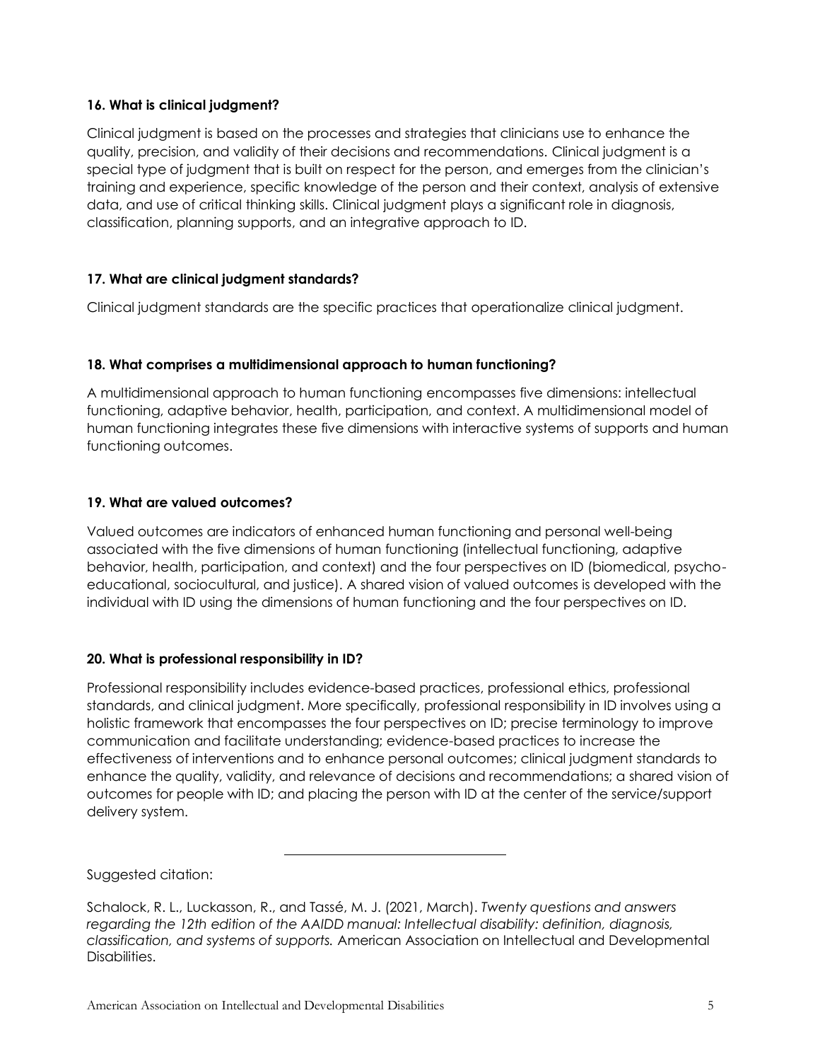**16. What is clinical judgment?**

Clinical judgment is based on the processes and strategies that clinicians use to enhance the quality, precision, and validity of their decisions and recommendations. Clinical judgment is a special type of judgment that is built on respect for the person, and emerges from the clinician's training and experience, specific knowledge of the person and their context, analysis of extensive data, and use of critical thinking skills. Clinical judgment plays a significant role in diagnosis, classification, planning supports, and an integrative approach to ID.

**17. What are clinical judgment standards?**

Clinical judgment standards are the specific practices that operationalize clinical judgment.

**18. What comprises a multidimensional approach to human functioning?**

A multidimensional approach to human functioning encompasses five dimensions: intellectual functioning, adaptive behavior, health, participation, and context. A multidimensional model of human functioning integrates these five dimensions with interactive systems of supports and human functioning outcomes.

**19. What are valued outcomes?**

Valued outcomes are indicators of enhanced human functioning and personal well-being associated with the five dimensions of human functioning (intellectual functioning, adaptive behavior, health, participation, and context) and the four perspectives on ID (biomedical, psycho-educational, sociocultural, and justice). A shared vision of valued outcomes is developed with the individual with ID using the dimensions of human functioning and the four perspectives on ID.

**20. What is professional responsibility in ID?**

Professional responsibility includes evidence-based practices, professional ethics, professional standards, and clinical judgment. More specifically, professional responsibility in ID involves using a holistic framework that encompasses the four perspectives on ID; precise terminology to improve communication and facilitate understanding; evidence-based practices to increase the effectiveness of interventions and to enhance personal outcomes; clinical judgment standards to enhance the quality, validity, and relevance of decisions and recommendations; a shared vision of outcomes for people with ID; and placing the person with ID at the center of the service/support delivery system.

---

Suggested citation:

Schalock, R. L., Luckasson, R., and Tassé, M. J. (2021, March). *Twenty questions and answers regarding the 12th edition of the AAIDD manual: Intellectual disability: definition, diagnosis, classification, and systems of supports.* American Association on Intellectual and Developmental Disabilities.